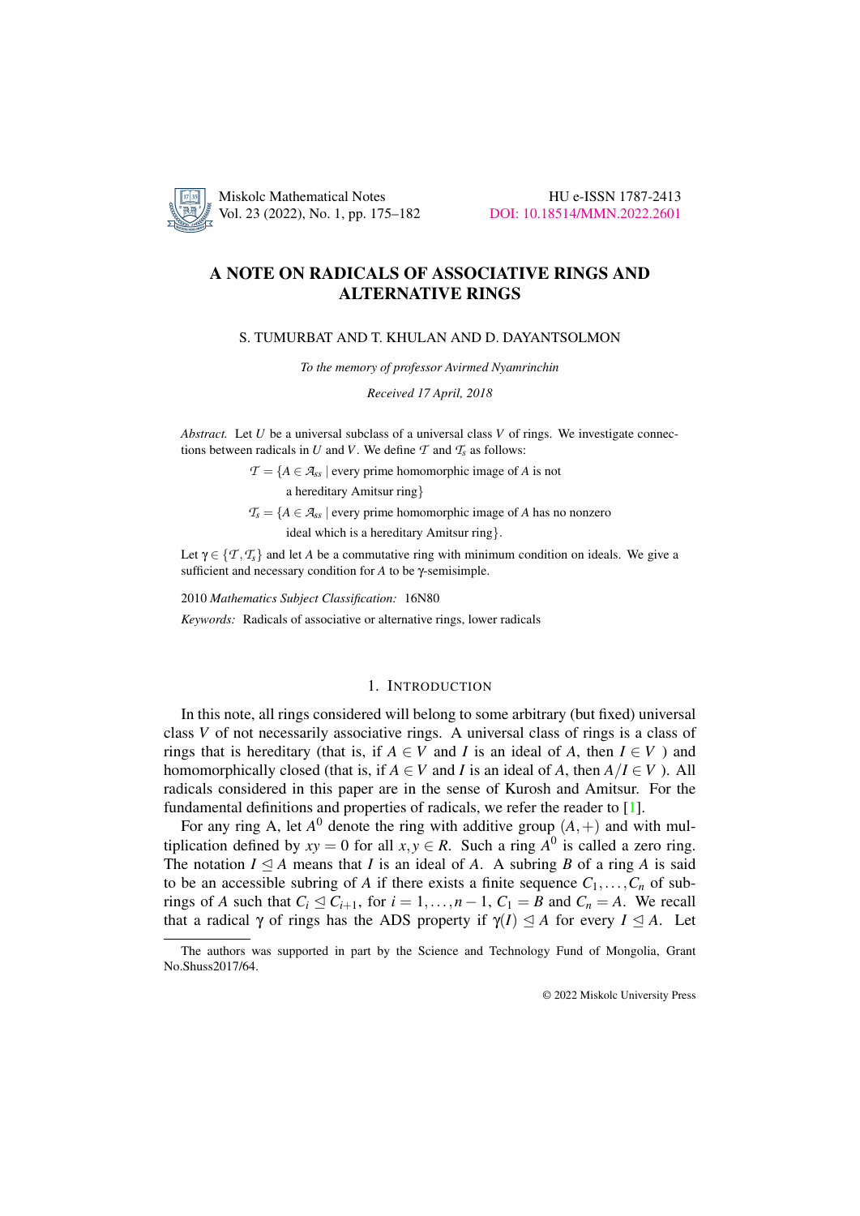# A NOTE ON RADICALS OF ASSOCIATIVE RINGS AND ALTERNATIVE RINGS

S. TUMURBAT AND T. KHULAN AND D. DAYANTSOLMON

*To the memory of professor Avirmed Nyamrinchin*

*Received 17 April, 2018*

*Abstract.* Let $U$ be a universal subclass of a universal class $V$ of rings. We investigate connections between radicals in $U$ and $V$. We define $\mathcal{T}$ and $\mathcal{T}_s$ as follows:

$$\mathcal{T} = \{A \in \mathcal{A}_{ss} \mid \text{every prime homomorphic image of } A \text{ is not a hereditary Amitsur ring}\}$$

$$\mathcal{T}_s = \{A \in \mathcal{A}_{ss} \mid \text{every prime homomorphic image of } A \text{ has no nonzero ideal which is a hereditary Amitsur ring}\}.$$

Let $\gamma \in \{\mathcal{T}, \mathcal{T}_s\}$ and let $A$ be a commutative ring with minimum condition on ideals. We give a sufficient and necessary condition for $A$ to be $\gamma$-semisimple.

2010 *Mathematics Subject Classification:* 16N80

*Keywords:* Radicals of associative or alternative rings, lower radicals

## 1. Introduction

In this note, all rings considered will belong to some arbitrary (but fixed) universal class $V$ of not necessarily associative rings. A universal class of rings is a class of rings that is hereditary (that is, if $A \in V$ and $I$ is an ideal of $A$, then $I \in V$ ) and homomorphically closed (that is, if $A \in V$ and $I$ is an ideal of $A$, then $A/I \in V$ ). All radicals considered in this paper are in the sense of Kurosh and Amitsur. For the fundamental definitions and properties of radicals, we refer the reader to [1].

For any ring A, let $A^0$ denote the ring with additive group $(A,+)$ and with multiplication defined by $xy = 0$ for all $x, y \in R$. Such a ring $A^0$ is called a zero ring. The notation $I \trianglelefteq A$ means that $I$ is an ideal of $A$. A subring $B$ of a ring $A$ is said to be an accessible subring of $A$ if there exists a finite sequence $C_1, \ldots, C_n$ of subrings of $A$ such that $C_i \trianglelefteq C_{i+1}$, for $i = 1, \ldots, n-1$, $C_1 = B$ and $C_n = A$. We recall that a radical $\gamma$ of rings has the ADS property if $\gamma(I) \trianglelefteq A$ for every $I \trianglelefteq A$. Let

---

The authors was supported in part by the Science and Technology Fund of Mongolia, Grant No.Shuss2017/64.

© 2022 Miskolc University Press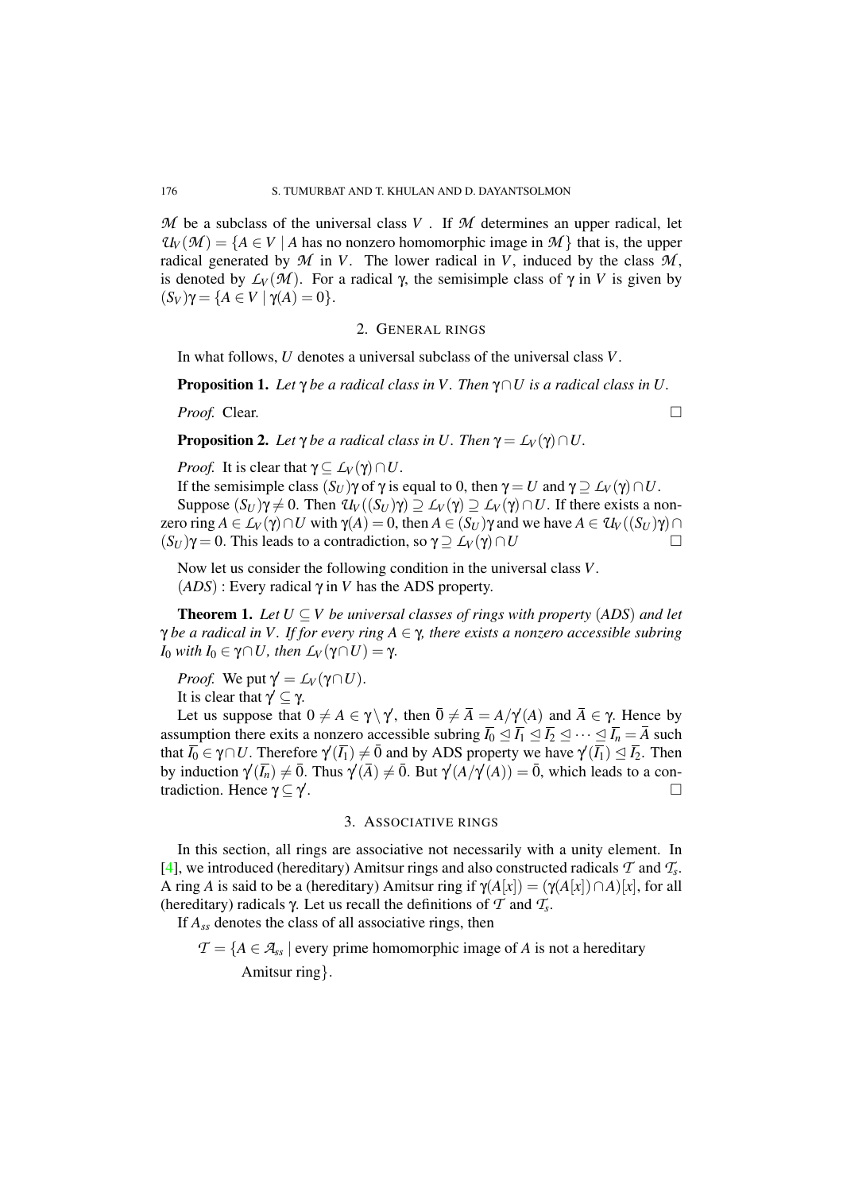$\mathcal{M}$ be a subclass of the universal class $V$. If $\mathcal{M}$ determines an upper radical, let $\mathcal{U}_V(\mathcal{M}) = \{A \in V \mid A$ has no nonzero homomorphic image in $\mathcal{M}\}$ that is, the upper radical generated by $\mathcal{M}$ in $V$. The lower radical in $V$, induced by the class $\mathcal{M}$, is denoted by $\mathcal{L}_V(\mathcal{M})$. For a radical $\gamma$, the semisimple class of $\gamma$ in $V$ is given by $(S_V)\gamma = \{A \in V \mid \gamma(A) = 0\}$.

## 2. General rings

In what follows, $U$ denotes a universal subclass of the universal class $V$.

**Proposition 1.** *Let $\gamma$ be a radical class in $V$. Then $\gamma \cap U$ is a radical class in $U$.*

*Proof.* Clear. $\square$

**Proposition 2.** *Let $\gamma$ be a radical class in $U$. Then $\gamma = \mathcal{L}_V(\gamma) \cap U$.*

*Proof.* It is clear that $\gamma \subseteq \mathcal{L}_V(\gamma) \cap U$.

If the semisimple class $(S_U)\gamma$ of $\gamma$ is equal to 0, then $\gamma = U$ and $\gamma \supseteq \mathcal{L}_V(\gamma) \cap U$.

Suppose $(S_U)\gamma \neq 0$. Then $\mathcal{U}_V((S_U)\gamma) \supseteq \mathcal{L}_V(\gamma) \supseteq \mathcal{L}_V(\gamma) \cap U$. If there exists a nonzero ring $A \in \mathcal{L}_V(\gamma) \cap U$ with $\gamma(A) = 0$, then $A \in (S_U)\gamma$ and we have $A \in \mathcal{U}_V((S_U)\gamma) \cap (S_U)\gamma = 0$. This leads to a contradiction, so $\gamma \supseteq \mathcal{L}_V(\gamma) \cap U$ $\square$

Now let us consider the following condition in the universal class $V$.

$(ADS)$ : Every radical $\gamma$ in $V$ has the ADS property.

**Theorem 1.** *Let $U \subseteq V$ be universal classes of rings with property $(ADS)$ and let $\gamma$ be a radical in $V$. If for every ring $A \in \gamma$, there exists a nonzero accessible subring $I_0$ with $I_0 \in \gamma \cap U$, then $\mathcal{L}_V(\gamma \cap U) = \gamma$.*

*Proof.* We put $\gamma' = \mathcal{L}_V(\gamma \cap U)$.

It is clear that $\gamma' \subseteq \gamma$.

Let us suppose that $0 \neq A \in \gamma \setminus \gamma'$, then $\bar{0} \neq \bar{A} = A/\gamma'(A)$ and $\bar{A} \in \gamma$. Hence by assumption there exits a nonzero accessible subring $\overline{I_0} \trianglelefteq \overline{I_1} \trianglelefteq \overline{I_2} \trianglelefteq \cdots \trianglelefteq \overline{I_n} = \bar{A}$ such that $\overline{I_0} \in \gamma \cap U$. Therefore $\gamma'(\overline{I_1}) \neq \bar{0}$ and by ADS property we have $\gamma'(\overline{I_1}) \trianglelefteq \overline{I_2}$. Then by induction $\gamma'(\overline{I_n}) \neq \bar{0}$. Thus $\gamma'(\bar{A}) \neq \bar{0}$. But $\gamma'(A/\gamma'(A)) = \bar{0}$, which leads to a contradiction. Hence $\gamma \subseteq \gamma'$. $\square$

## 3. Associative rings

In this section, all rings are associative not necessarily with a unity element. In [4], we introduced (hereditary) Amitsur rings and also constructed radicals $\mathcal{T}$ and $\mathcal{T}_s$. A ring $A$ is said to be a (hereditary) Amitsur ring if $\gamma(A[x]) = (\gamma(A[x]) \cap A)[x]$, for all (hereditary) radicals $\gamma$. Let us recall the definitions of $\mathcal{T}$ and $\mathcal{T}_s$.

If $A_{ss}$ denotes the class of all associative rings, then

$\mathcal{T} = \{A \in \mathcal{A}_{ss} \mid$ every prime homomorphic image of $A$ is not a hereditary Amitsur ring$\}$.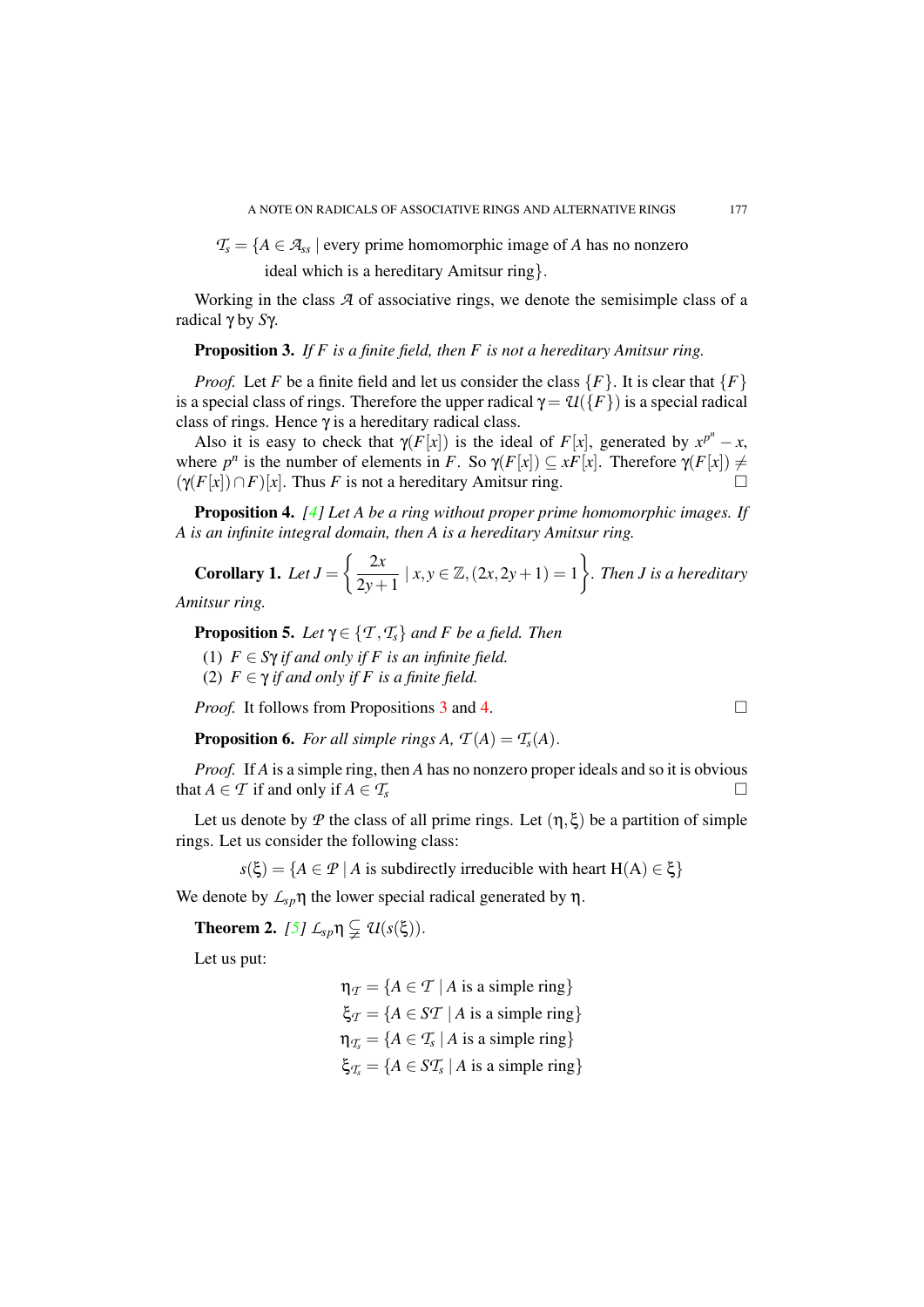$\mathcal{T}_s = \{A \in \mathcal{A}_{ss} \mid$ every prime homomorphic image of $A$ has no nonzero ideal which is a hereditary Amitsur ring$\}$.

Working in the class $\mathcal{A}$ of associative rings, we denote the semisimple class of a radical $\gamma$ by $S\gamma$.

**Proposition 3.** *If $F$ is a finite field, then $F$ is not a hereditary Amitsur ring.*

*Proof.* Let $F$ be a finite field and let us consider the class $\{F\}$. It is clear that $\{F\}$ is a special class of rings. Therefore the upper radical $\gamma = \mathcal{U}(\{F\})$ is a special radical class of rings. Hence $\gamma$ is a hereditary radical class.

Also it is easy to check that $\gamma(F[x])$ is the ideal of $F[x]$, generated by $x^{p^n} - x$, where $p^n$ is the number of elements in $F$. So $\gamma(F[x]) \subseteq xF[x]$. Therefore $\gamma(F[x]) \neq (\gamma(F[x]) \cap F)[x]$. Thus $F$ is not a hereditary Amitsur ring. □

**Proposition 4.** *[4] Let $A$ be a ring without proper prime homomorphic images. If $A$ is an infinite integral domain, then $A$ is a hereditary Amitsur ring.*

**Corollary 1.** *Let $J = \left\{ \dfrac{2x}{2y+1} \mid x, y \in \mathbb{Z}, (2x, 2y+1) = 1 \right\}$. Then $J$ is a hereditary Amitsur ring.*

**Proposition 5.** *Let $\gamma \in \{\mathcal{T}, \mathcal{T}_s\}$ and $F$ be a field. Then*

(1) *$F \in S\gamma$ if and only if $F$ is an infinite field.*
(2) *$F \in \gamma$ if and only if $F$ is a finite field.*

*Proof.* It follows from Propositions 3 and 4. □

**Proposition 6.** *For all simple rings $A$, $\mathcal{T}(A) = \mathcal{T}_s(A)$.*

*Proof.* If $A$ is a simple ring, then $A$ has no nonzero proper ideals and so it is obvious that $A \in \mathcal{T}$ if and only if $A \in \mathcal{T}_s$ □

Let us denote by $\mathcal{P}$ the class of all prime rings. Let $(\eta, \xi)$ be a partition of simple rings. Let us consider the following class:

$$s(\xi) = \{A \in \mathcal{P} \mid A \text{ is subdirectly irreducible with heart } \mathrm{H}(A) \in \xi\}$$

We denote by $\mathcal{L}_{sp}\eta$ the lower special radical generated by $\eta$.

**Theorem 2.** *[5] $\mathcal{L}_{sp}\eta \subsetneqq \mathcal{U}(s(\xi))$.*

Let us put:

$$\eta_{\mathcal{T}} = \{A \in \mathcal{T} \mid A \text{ is a simple ring}\}$$
$$\xi_{\mathcal{T}} = \{A \in S\mathcal{T} \mid A \text{ is a simple ring}\}$$
$$\eta_{\mathcal{T}_s} = \{A \in \mathcal{T}_s \mid A \text{ is a simple ring}\}$$
$$\xi_{\mathcal{T}_s} = \{A \in S\mathcal{T}_s \mid A \text{ is a simple ring}\}$$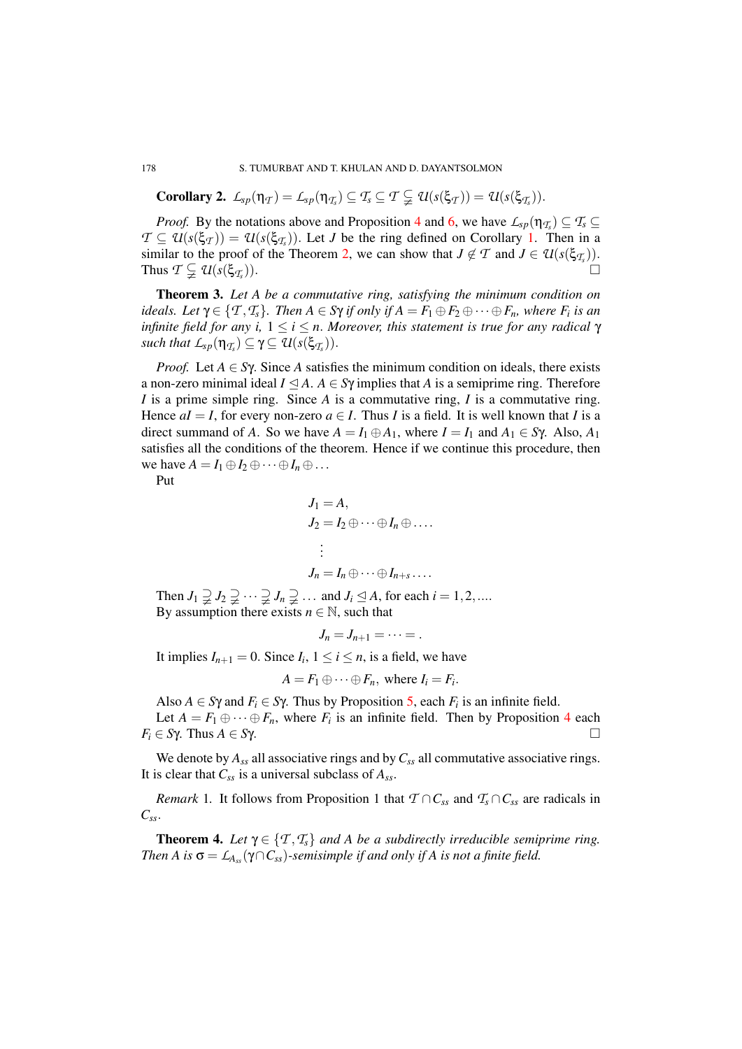**Corollary 2.** $\mathcal{L}_{sp}(\eta_{\mathcal{T}}) = \mathcal{L}_{sp}(\eta_{\mathcal{T}_s}) \subseteq \mathcal{T}_s \subseteq \mathcal{T} \subsetneq \mathcal{U}(s(\xi_{\mathcal{T}})) = \mathcal{U}(s(\xi_{\mathcal{T}_s}))$.

*Proof.* By the notations above and Proposition 4 and 6, we have $\mathcal{L}_{sp}(\eta_{\mathcal{T}_s}) \subseteq \mathcal{T}_s \subseteq \mathcal{T} \subseteq \mathcal{U}(s(\xi_{\mathcal{T}})) = \mathcal{U}(s(\xi_{\mathcal{T}_s}))$. Let $J$ be the ring defined on Corollary 1. Then in a similar to the proof of the Theorem 2, we can show that $J \notin \mathcal{T}$ and $J \in \mathcal{U}(s(\xi_{\mathcal{T}_s}))$. Thus $\mathcal{T} \subsetneq \mathcal{U}(s(\xi_{\mathcal{T}_s}))$. □

**Theorem 3.** *Let $A$ be a commutative ring, satisfying the minimum condition on ideals. Let $\gamma \in \{\mathcal{T}, \mathcal{T}_s\}$. Then $A \in S\gamma$ if only if $A = F_1 \oplus F_2 \oplus \cdots \oplus F_n$, where $F_i$ is an infinite field for any $i$, $1 \leq i \leq n$. Moreover, this statement is true for any radical $\gamma$ such that $\mathcal{L}_{sp}(\eta_{\mathcal{T}_s}) \subseteq \gamma \subseteq \mathcal{U}(s(\xi_{\mathcal{T}_s}))$.*

*Proof.* Let $A \in S\gamma$. Since $A$ satisfies the minimum condition on ideals, there exists a non-zero minimal ideal $I \trianglelefteq A$. $A \in S\gamma$ implies that $A$ is a semiprime ring. Therefore $I$ is a prime simple ring. Since $A$ is a commutative ring, $I$ is a commutative ring. Hence $aI = I$, for every non-zero $a \in I$. Thus $I$ is a field. It is well known that $I$ is a direct summand of $A$. So we have $A = I_1 \oplus A_1$, where $I = I_1$ and $A_1 \in S\gamma$. Also, $A_1$ satisfies all the conditions of the theorem. Hence if we continue this procedure, then we have $A = I_1 \oplus I_2 \oplus \cdots \oplus I_n \oplus \dots$

Put

$$J_1 = A,$$
$$J_2 = I_2 \oplus \cdots \oplus I_n \oplus \dots.$$
$$\vdots$$
$$J_n = I_n \oplus \cdots \oplus I_{n+s} \dots.$$

Then $J_1 \supsetneq J_2 \supsetneq \cdots \supsetneq J_n \supsetneq \dots$ and $J_i \trianglelefteq A$, for each $i = 1, 2, \dots$.
By assumption there exists $n \in \mathbb{N}$, such that

$$J_n = J_{n+1} = \cdots = .$$

It implies $I_{n+1} = 0$. Since $I_i$, $1 \leq i \leq n$, is a field, we have

$$A = F_1 \oplus \cdots \oplus F_n, \text{ where } I_i = F_i.$$

Also $A \in S\gamma$ and $F_i \in S\gamma$. Thus by Proposition 5, each $F_i$ is an infinite field.

Let $A = F_1 \oplus \cdots \oplus F_n$, where $F_i$ is an infinite field. Then by Proposition 4 each $F_i \in S\gamma$. Thus $A \in S\gamma$. □

We denote by $A_{ss}$ all associative rings and by $C_{ss}$ all commutative associative rings. It is clear that $C_{ss}$ is a universal subclass of $A_{ss}$.

*Remark* 1. It follows from Proposition 1 that $\mathcal{T} \cap C_{ss}$ and $\mathcal{T}_s \cap C_{ss}$ are radicals in $C_{ss}$.

**Theorem 4.** *Let $\gamma \in \{\mathcal{T}, \mathcal{T}_s\}$ and $A$ be a subdirectly irreducible semiprime ring. Then $A$ is $\sigma = \mathcal{L}_{A_{ss}}(\gamma \cap C_{ss})$-semisimple if and only if $A$ is not a finite field.*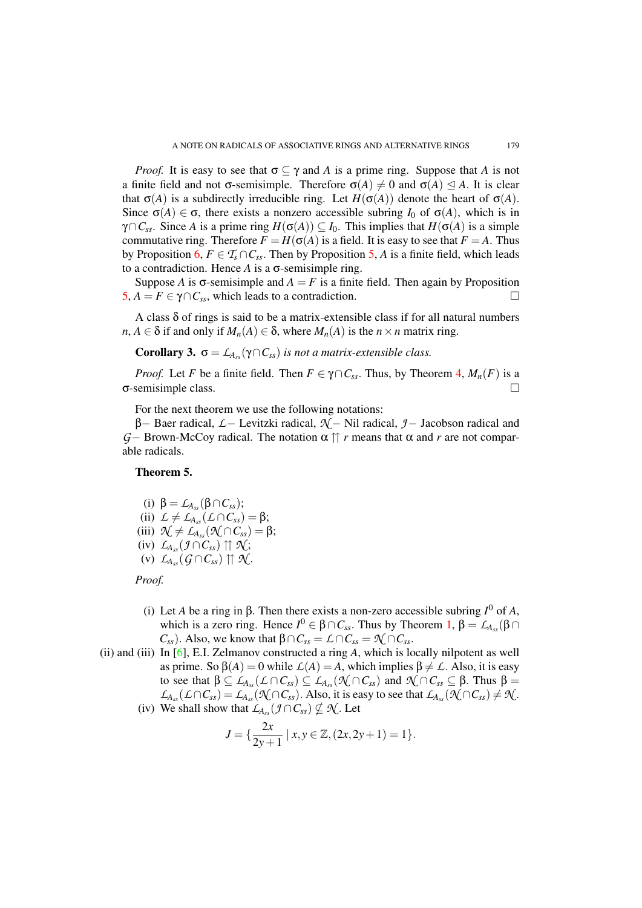*Proof.* It is easy to see that $\sigma \subseteq \gamma$ and $A$ is a prime ring. Suppose that $A$ is not a finite field and not $\sigma$-semisimple. Therefore $\sigma(A) \neq 0$ and $\sigma(A) \trianglelefteq A$. It is clear that $\sigma(A)$ is a subdirectly irreducible ring. Let $H(\sigma(A))$ denote the heart of $\sigma(A)$. Since $\sigma(A) \in \sigma$, there exists a nonzero accessible subring $I_0$ of $\sigma(A)$, which is in $\gamma \cap C_{ss}$. Since $A$ is a prime ring $H(\sigma(A)) \subseteq I_0$. This implies that $H(\sigma(A)$ is a simple commutative ring. Therefore $F = H(\sigma(A))$ is a field. It is easy to see that $F = A$. Thus by Proposition 6, $F \in \mathcal{T}_s \cap C_{ss}$. Then by Proposition 5, $A$ is a finite field, which leads to a contradiction. Hence $A$ is a $\sigma$-semisimple ring.

Suppose $A$ is $\sigma$-semisimple and $A = F$ is a finite field. Then again by Proposition 5, $A = F \in \gamma \cap C_{ss}$, which leads to a contradiction. □

A class $\delta$ of rings is said to be a matrix-extensible class if for all natural numbers $n$, $A \in \delta$ if and only if $M_n(A) \in \delta$, where $M_n(A)$ is the $n \times n$ matrix ring.

**Corollary 3.** *$\sigma = \mathcal{L}_{A_{ss}}(\gamma \cap C_{ss})$ is not a matrix-extensible class.*

*Proof.* Let $F$ be a finite field. Then $F \in \gamma \cap C_{ss}$. Thus, by Theorem 4, $M_n(F)$ is a $\sigma$-semisimple class. □

For the next theorem we use the following notations:

$\beta-$ Baer radical, $\mathcal{L}-$ Levitzki radical, $\mathcal{N}-$ Nil radical, $\mathcal{J}-$ Jacobson radical and $\mathcal{G}-$ Brown-McCoy radical. The notation $\alpha \upuparrows r$ means that $\alpha$ and $r$ are not comparable radicals.

**Theorem 5.**

- (i) $\beta = \mathcal{L}_{A_{ss}}(\beta \cap C_{ss})$;
- (ii) $\mathcal{L} \neq \mathcal{L}_{A_{ss}}(\mathcal{L} \cap C_{ss}) = \beta$;
- (iii) $\mathcal{N} \neq \mathcal{L}_{A_{ss}}(\mathcal{N} \cap C_{ss}) = \beta$;
- (iv) $\mathcal{L}_{A_{ss}}(\mathcal{J} \cap C_{ss}) \upuparrows \mathcal{N}$;
- (v) $\mathcal{L}_{A_{ss}}(\mathcal{G} \cap C_{ss}) \upuparrows \mathcal{N}$.

*Proof.*

(i) Let $A$ be a ring in $\beta$. Then there exists a non-zero accessible subring $I^0$ of $A$, which is a zero ring. Hence $I^0 \in \beta \cap C_{ss}$. Thus by Theorem 1, $\beta = \mathcal{L}_{A_{ss}}(\beta \cap C_{ss})$. Also, we know that $\beta \cap C_{ss} = \mathcal{L} \cap C_{ss} = \mathcal{N} \cap C_{ss}$.

(ii) and (iii) In [6], E.I. Zelmanov constructed a ring $A$, which is locally nilpotent as well as prime. So $\beta(A) = 0$ while $\mathcal{L}(A) = A$, which implies $\beta \neq \mathcal{L}$. Also, it is easy to see that $\beta \subseteq \mathcal{L}_{A_{ss}}(\mathcal{L} \cap C_{ss}) \subseteq \mathcal{L}_{A_{ss}}(\mathcal{N} \cap C_{ss})$ and $\mathcal{N} \cap C_{ss} \subseteq \beta$. Thus $\beta = \mathcal{L}_{A_{ss}}(\mathcal{L} \cap C_{ss}) = \mathcal{L}_{A_{ss}}(\mathcal{N} \cap C_{ss})$. Also, it is easy to see that $\mathcal{L}_{A_{ss}}(\mathcal{N} \cap C_{ss}) \neq \mathcal{N}$.

(iv) We shall show that $\mathcal{L}_{A_{ss}}(\mathcal{J} \cap C_{ss}) \nsubseteq \mathcal{N}$. Let

$$J = \{\frac{2x}{2y+1} \mid x, y \in \mathbb{Z}, (2x, 2y+1) = 1\}.$$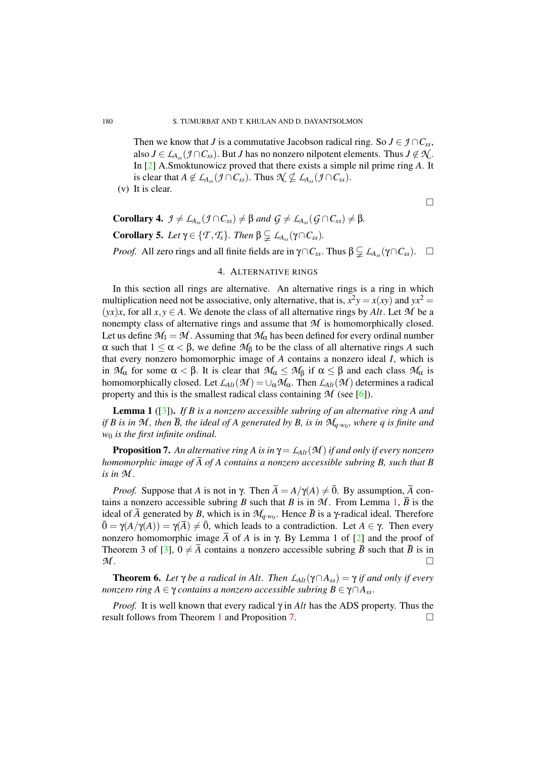Then we know that $J$ is a commutative Jacobson radical ring. So $J \in \mathcal{J} \cap C_{ss}$, also $J \in \mathcal{L}_{A_{ss}}(\mathcal{J} \cap C_{ss})$. But $J$ has no nonzero nilpotent elements. Thus $J \notin \mathcal{N}$. In [2] A.Smoktunowicz proved that there exists a simple nil prime ring $A$. It is clear that $A \notin \mathcal{L}_{A_{ss}}(\mathcal{J} \cap C_{ss})$. Thus $\mathcal{N} \nsubseteq \mathcal{L}_{A_{ss}}(\mathcal{J} \cap C_{ss})$.

(v) It is clear.

□

**Corollary 4.** *$\mathcal{J} \neq \mathcal{L}_{A_{ss}}(\mathcal{J} \cap C_{ss}) \neq \beta$ and $\mathcal{G} \neq \mathcal{L}_{A_{ss}}(\mathcal{G} \cap C_{ss}) \neq \beta$.*

**Corollary 5.** *Let $\gamma \in \{\mathcal{T}, \mathcal{T}_s\}$. Then $\beta \subsetneqq \mathcal{L}_{A_{ss}}(\gamma \cap C_{ss})$.*

*Proof.* All zero rings and all finite fields are in $\gamma \cap C_{ss}$. Thus $\beta \subsetneqq \mathcal{L}_{A_{ss}}(\gamma \cap C_{ss})$. □

## 4. Alternative rings

In this section all rings are alternative. An alternative rings is a ring in which multiplication need not be associative, only alternative, that is, $x^2y = x(xy)$ and $yx^2 = (yx)x$, for all $x, y \in A$. We denote the class of all alternative rings by $Alt$. Let $\mathcal{M}$ be a nonempty class of alternative rings and assume that $\mathcal{M}$ is homomorphically closed. Let us define $\mathcal{M}_1 = \mathcal{M}$. Assuming that $\mathcal{M}_\alpha$ has been defined for every ordinal number $\alpha$ such that $1 \leq \alpha < \beta$, we define $\mathcal{M}_\beta$ to be the class of all alternative rings $A$ such that every nonzero homomorphic image of $A$ contains a nonzero ideal $I$, which is in $\mathcal{M}_\alpha$ for some $\alpha < \beta$. It is clear that $\mathcal{M}_\alpha \leq \mathcal{M}_\beta$ if $\alpha \leq \beta$ and each class $\mathcal{M}_\alpha$ is homomorphically closed. Let $\mathcal{L}_{Alt}(\mathcal{M}) = \cup_\alpha \mathcal{M}_\alpha$. Then $\mathcal{L}_{Alt}(\mathcal{M})$ determines a radical property and this is the smallest radical class containing $\mathcal{M}$ (see [6]).

**Lemma 1** ([3])**.** *If $B$ is a nonzero accessible subring of an alternative ring $A$ and if $B$ is in $\mathcal{M}$, then $\overline{B}$, the ideal of $A$ generated by $B$, is in $\mathcal{M}_{q \cdot w_0}$, where $q$ is finite and $w_0$ is the first infinite ordinal.*

**Proposition 7.** *An alternative ring $A$ is in $\gamma = \mathcal{L}_{Alt}(\mathcal{M})$ if and only if every nonzero homomorphic image of $\overline{A}$ of $A$ contains a nonzero accessible subring $B$, such that $B$ is in $\mathcal{M}$.*

*Proof.* Suppose that $A$ is not in $\gamma$. Then $\overline{A} = A/\gamma(A) \neq \bar{0}$. By assumption, $\overline{A}$ contains a nonzero accessible subring $B$ such that $B$ is in $\mathcal{M}$. From Lemma 1, $\overline{B}$ is the ideal of $\overline{A}$ generated by $B$, which is in $\mathcal{M}_{q \cdot w_0}$. Hence $\overline{B}$ is a $\gamma$-radical ideal. Therefore $\bar{0} = \gamma(A/\gamma(A)) = \gamma(\overline{A}) \neq \bar{0}$, which leads to a contradiction. Let $A \in \gamma$. Then every nonzero homomorphic image $\overline{A}$ of $A$ is in $\gamma$. By Lemma 1 of [2] and the proof of Theorem 3 of [3], $0 \neq \overline{A}$ contains a nonzero accessible subring $\overline{B}$ such that $\overline{B}$ is in $\mathcal{M}$. □

**Theorem 6.** *Let $\gamma$ be a radical in $Alt$. Then $\mathcal{L}_{Alt}(\gamma \cap A_{ss}) = \gamma$ if and only if every nonzero ring $A \in \gamma$ contains a nonzero accessible subring $B \in \gamma \cap A_{ss}$.*

*Proof.* It is well known that every radical $\gamma$ in $Alt$ has the ADS property. Thus the result follows from Theorem 1 and Proposition 7. □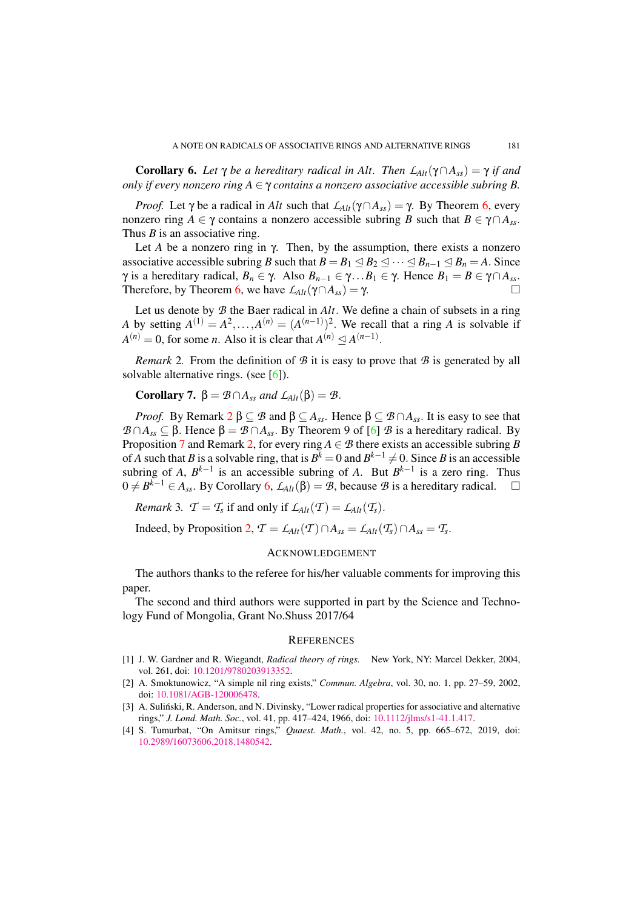**Corollary 6.** *Let $\gamma$ be a hereditary radical in $Alt$. Then $\mathcal{L}_{Alt}(\gamma \cap A_{ss}) = \gamma$ if and only if every nonzero ring $A \in \gamma$ contains a nonzero associative accessible subring $B$.*

*Proof.* Let $\gamma$ be a radical in $Alt$ such that $\mathcal{L}_{Alt}(\gamma \cap A_{ss}) = \gamma$. By Theorem 6, every nonzero ring $A \in \gamma$ contains a nonzero accessible subring $B$ such that $B \in \gamma \cap A_{ss}$. Thus $B$ is an associative ring.

Let $A$ be a nonzero ring in $\gamma$. Then, by the assumption, there exists a nonzero associative accessible subring $B$ such that $B = B_1 \trianglelefteq B_2 \trianglelefteq \cdots \trianglelefteq B_{n-1} \trianglelefteq B_n = A$. Since $\gamma$ is a hereditary radical, $B_n \in \gamma$. Also $B_{n-1} \in \gamma \ldots B_1 \in \gamma$. Hence $B_1 = B \in \gamma \cap A_{ss}$. Therefore, by Theorem 6, we have $\mathcal{L}_{Alt}(\gamma \cap A_{ss}) = \gamma$. □

Let us denote by $\mathcal{B}$ the Baer radical in $Alt$. We define a chain of subsets in a ring $A$ by setting $A^{(1)} = A^2, \ldots, A^{(n)} = (A^{(n-1)})^2$. We recall that a ring $A$ is solvable if $A^{(n)} = 0$, for some $n$. Also it is clear that $A^{(n)} \trianglelefteq A^{(n-1)}$.

*Remark* 2. From the definition of $\mathcal{B}$ it is easy to prove that $\mathcal{B}$ is generated by all solvable alternative rings. (see [6]).

**Corollary 7.** $\beta = \mathcal{B} \cap A_{ss}$ *and* $\mathcal{L}_{Alt}(\beta) = \mathcal{B}$.

*Proof.* By Remark 2 $\beta \subseteq \mathcal{B}$ and $\beta \subseteq A_{ss}$. Hence $\beta \subseteq \mathcal{B} \cap A_{ss}$. It is easy to see that $\mathcal{B} \cap A_{ss} \subseteq \beta$. Hence $\beta = \mathcal{B} \cap A_{ss}$. By Theorem 9 of [6] $\mathcal{B}$ is a hereditary radical. By Proposition 7 and Remark 2, for every ring $A \in \mathcal{B}$ there exists an accessible subring $B$ of $A$ such that $B$ is a solvable ring, that is $B^k = 0$ and $B^{k-1} \neq 0$. Since $B$ is an accessible subring of $A$, $B^{k-1}$ is an accessible subring of $A$. But $B^{k-1}$ is a zero ring. Thus $0 \neq B^{k-1} \in A_{ss}$. By Corollary 6, $\mathcal{L}_{Alt}(\beta) = \mathcal{B}$, because $\mathcal{B}$ is a hereditary radical. □

*Remark* 3. $\mathcal{T} = \mathcal{T}_s$ if and only if $\mathcal{L}_{Alt}(\mathcal{T}) = \mathcal{L}_{Alt}(\mathcal{T}_s)$.

Indeed, by Proposition 2, $\mathcal{T} = \mathcal{L}_{Alt}(\mathcal{T}) \cap A_{ss} = \mathcal{L}_{Alt}(\mathcal{T}_s) \cap A_{ss} = \mathcal{T}_s$.

## Acknowledgement

The authors thanks to the referee for his/her valuable comments for improving this paper.

The second and third authors were supported in part by the Science and Technology Fund of Mongolia, Grant No.Shuss 2017/64

## References

[1] J. W. Gardner and R. Wiegandt, *Radical theory of rings.* New York, NY: Marcel Dekker, 2004, vol. 261, doi: 10.1201/9780203913352.

[2] A. Smoktunowicz, "A simple nil ring exists," *Commun. Algebra*, vol. 30, no. 1, pp. 27–59, 2002, doi: 10.1081/AGB-120006478.

[3] A. Suliński, R. Anderson, and N. Divinsky, "Lower radical properties for associative and alternative rings," *J. Lond. Math. Soc.*, vol. 41, pp. 417–424, 1966, doi: 10.1112/jlms/s1-41.1.417.

[4] S. Tumurbat, "On Amitsur rings," *Quaest. Math.*, vol. 42, no. 5, pp. 665–672, 2019, doi: 10.2989/16073606.2018.1480542.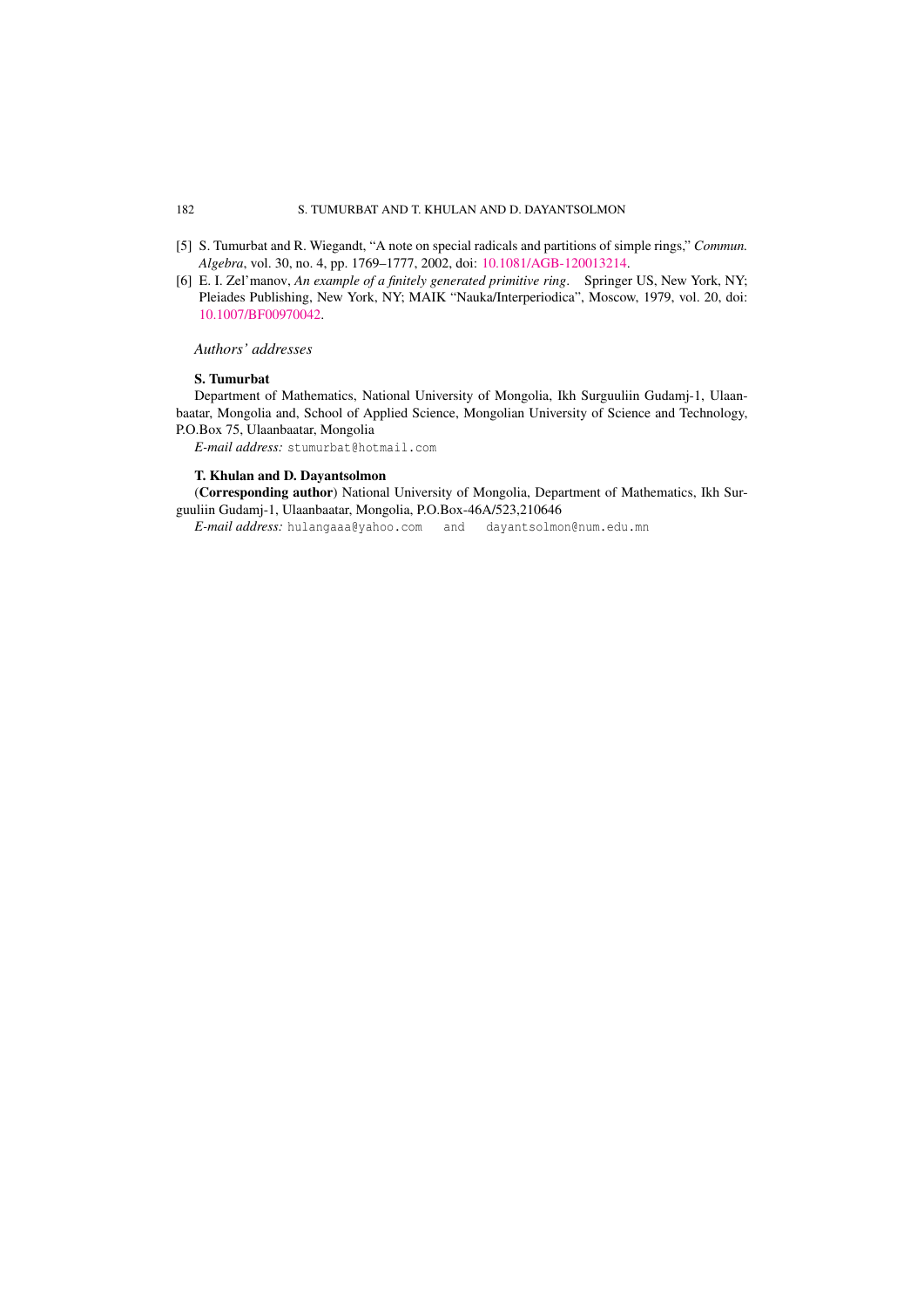[5] S. Tumurbat and R. Wiegandt, "A note on special radicals and partitions of simple rings," *Commun. Algebra*, vol. 30, no. 4, pp. 1769–1777, 2002, doi: 10.1081/AGB-120013214.

[6] E. I. Zel'manov, *An example of a finitely generated primitive ring*. Springer US, New York, NY; Pleiades Publishing, New York, NY; MAIK "Nauka/Interperiodica", Moscow, 1979, vol. 20, doi: 10.1007/BF00970042.

*Authors' addresses*

**S. Tumurbat**

Department of Mathematics, National University of Mongolia, Ikh Surguuliin Gudamj-1, Ulaanbaatar, Mongolia and, School of Applied Science, Mongolian University of Science and Technology, P.O.Box 75, Ulaanbaatar, Mongolia

*E-mail address:* stumurbat@hotmail.com

**T. Khulan and D. Dayantsolmon**

(**Corresponding author**) National University of Mongolia, Department of Mathematics, Ikh Surguuliin Gudamj-1, Ulaanbaatar, Mongolia, P.O.Box-46A/523,210646

*E-mail address:* hulangaaa@yahoo.com and dayantsolmon@num.edu.mn